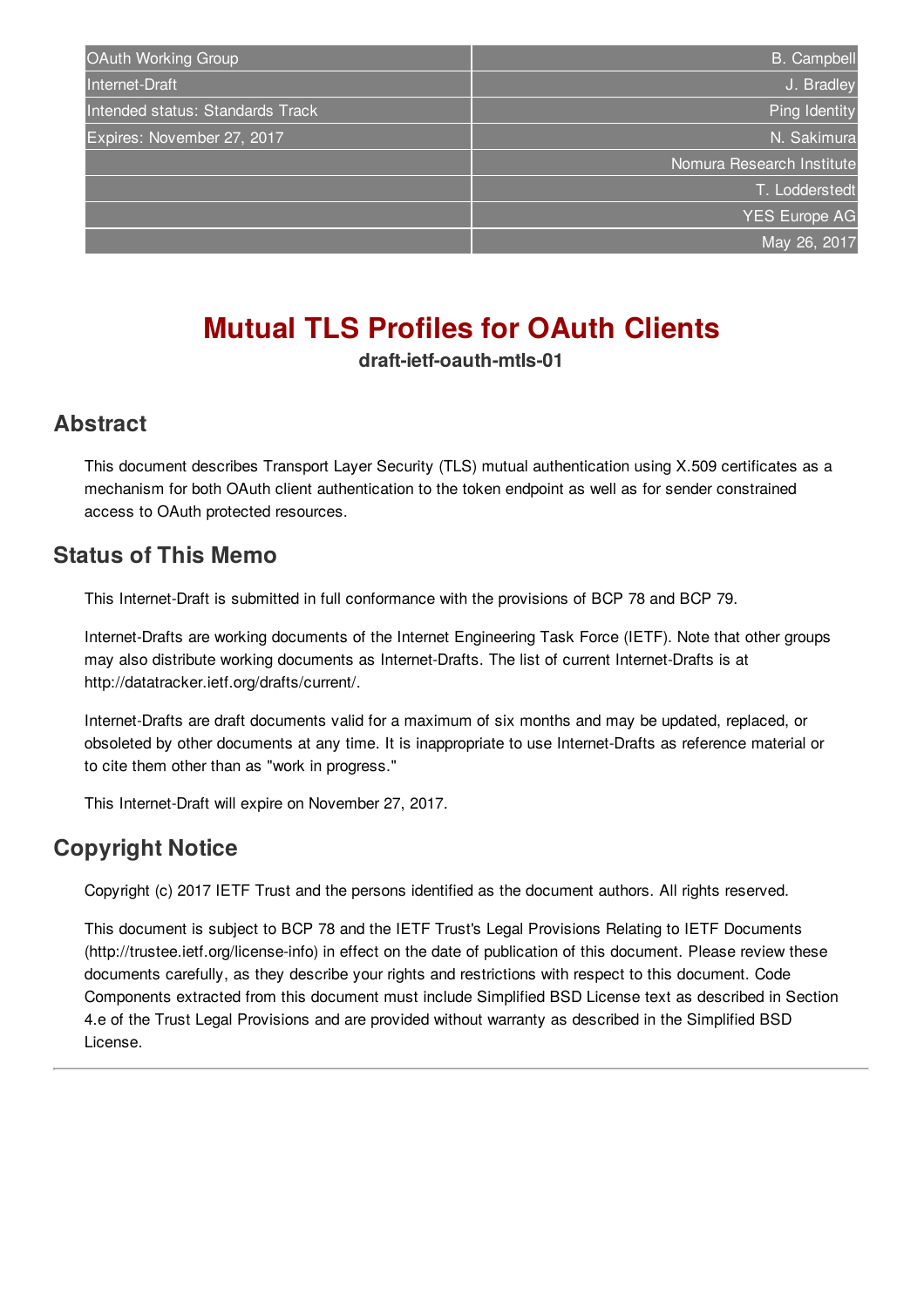| OAuth Working Group | B. Campbell |
|---|---|
| Internet-Draft | J. Bradley |
| Intended status: Standards Track | Ping Identity |
| Expires: November 27, 2017 | N. Sakimura |
| | Nomura Research Institute |
| | T. Lodderstedt |
| | YES Europe AG |
| | May 26, 2017 |

# Mutual TLS Profiles for OAuth Clients

**draft-ietf-oauth-mtls-01**

## Abstract

This document describes Transport Layer Security (TLS) mutual authentication using X.509 certificates as a mechanism for both OAuth client authentication to the token endpoint as well as for sender constrained access to OAuth protected resources.

## Status of This Memo

This Internet-Draft is submitted in full conformance with the provisions of BCP 78 and BCP 79.

Internet-Drafts are working documents of the Internet Engineering Task Force (IETF). Note that other groups may also distribute working documents as Internet-Drafts. The list of current Internet-Drafts is at http://datatracker.ietf.org/drafts/current/.

Internet-Drafts are draft documents valid for a maximum of six months and may be updated, replaced, or obsoleted by other documents at any time. It is inappropriate to use Internet-Drafts as reference material or to cite them other than as "work in progress."

This Internet-Draft will expire on November 27, 2017.

## Copyright Notice

Copyright (c) 2017 IETF Trust and the persons identified as the document authors. All rights reserved.

This document is subject to BCP 78 and the IETF Trust's Legal Provisions Relating to IETF Documents (http://trustee.ietf.org/license-info) in effect on the date of publication of this document. Please review these documents carefully, as they describe your rights and restrictions with respect to this document. Code Components extracted from this document must include Simplified BSD License text as described in Section 4.e of the Trust Legal Provisions and are provided without warranty as described in the Simplified BSD License.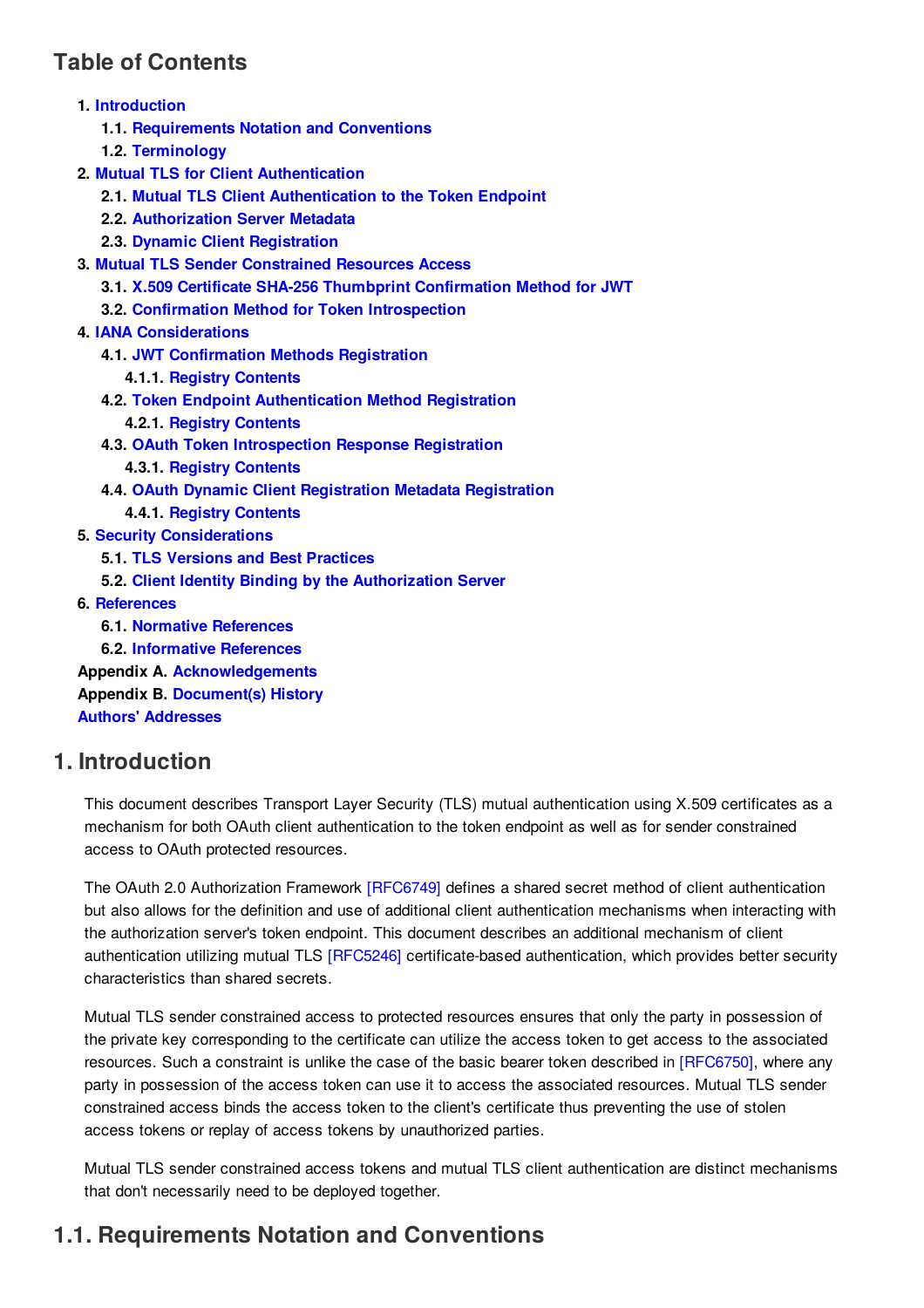## Table of Contents

1. Introduction
    1.1. Requirements Notation and Conventions
    1.2. Terminology
2. Mutual TLS for Client Authentication
    2.1. Mutual TLS Client Authentication to the Token Endpoint
    2.2. Authorization Server Metadata
    2.3. Dynamic Client Registration
3. Mutual TLS Sender Constrained Resources Access
    3.1. X.509 Certificate SHA-256 Thumbprint Confirmation Method for JWT
    3.2. Confirmation Method for Token Introspection
4. IANA Considerations
    4.1. JWT Confirmation Methods Registration
        4.1.1. Registry Contents
    4.2. Token Endpoint Authentication Method Registration
        4.2.1. Registry Contents
    4.3. OAuth Token Introspection Response Registration
        4.3.1. Registry Contents
    4.4. OAuth Dynamic Client Registration Metadata Registration
        4.4.1. Registry Contents
5. Security Considerations
    5.1. TLS Versions and Best Practices
    5.2. Client Identity Binding by the Authorization Server
6. References
    6.1. Normative References
    6.2. Informative References

Appendix A. Acknowledgements
Appendix B. Document(s) History
Authors' Addresses

## 1. Introduction

This document describes Transport Layer Security (TLS) mutual authentication using X.509 certificates as a mechanism for both OAuth client authentication to the token endpoint as well as for sender constrained access to OAuth protected resources.

The OAuth 2.0 Authorization Framework [RFC6749] defines a shared secret method of client authentication but also allows for the definition and use of additional client authentication mechanisms when interacting with the authorization server's token endpoint. This document describes an additional mechanism of client authentication utilizing mutual TLS [RFC5246] certificate-based authentication, which provides better security characteristics than shared secrets.

Mutual TLS sender constrained access to protected resources ensures that only the party in possession of the private key corresponding to the certificate can utilize the access token to get access to the associated resources. Such a constraint is unlike the case of the basic bearer token described in [RFC6750], where any party in possession of the access token can use it to access the associated resources. Mutual TLS sender constrained access binds the access token to the client's certificate thus preventing the use of stolen access tokens or replay of access tokens by unauthorized parties.

Mutual TLS sender constrained access tokens and mutual TLS client authentication are distinct mechanisms that don't necessarily need to be deployed together.

## 1.1. Requirements Notation and Conventions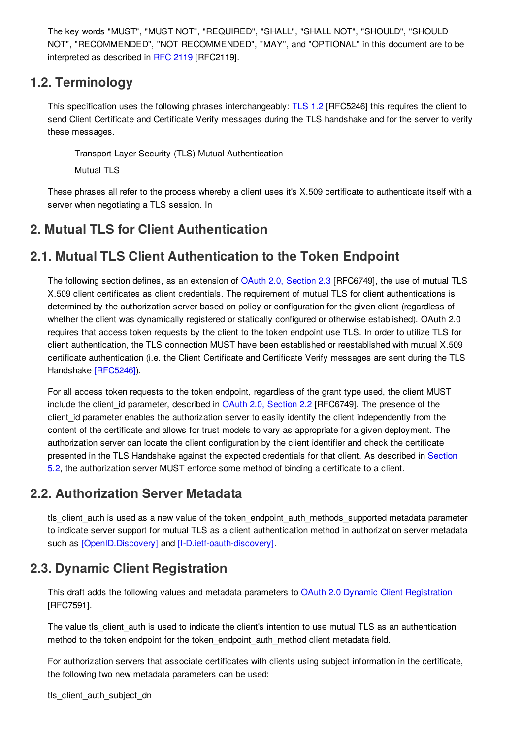The key words "MUST", "MUST NOT", "REQUIRED", "SHALL", "SHALL NOT", "SHOULD", "SHOULD NOT", "RECOMMENDED", "NOT RECOMMENDED", "MAY", and "OPTIONAL" in this document are to be interpreted as described in RFC 2119 [RFC2119].

## 1.2. Terminology

This specification uses the following phrases interchangeably: TLS 1.2 [RFC5246] this requires the client to send Client Certificate and Certificate Verify messages during the TLS handshake and for the server to verify these messages.

> Transport Layer Security (TLS) Mutual Authentication
>
> Mutual TLS

These phrases all refer to the process whereby a client uses it's X.509 certificate to authenticate itself with a server when negotiating a TLS session. In

# 2. Mutual TLS for Client Authentication

## 2.1. Mutual TLS Client Authentication to the Token Endpoint

The following section defines, as an extension of OAuth 2.0, Section 2.3 [RFC6749], the use of mutual TLS X.509 client certificates as client credentials. The requirement of mutual TLS for client authentications is determined by the authorization server based on policy or configuration for the given client (regardless of whether the client was dynamically registered or statically configured or otherwise established). OAuth 2.0 requires that access token requests by the client to the token endpoint use TLS. In order to utilize TLS for client authentication, the TLS connection MUST have been established or reestablished with mutual X.509 certificate authentication (i.e. the Client Certificate and Certificate Verify messages are sent during the TLS Handshake [RFC5246]).

For all access token requests to the token endpoint, regardless of the grant type used, the client MUST include the client_id parameter, described in OAuth 2.0, Section 2.2 [RFC6749]. The presence of the client_id parameter enables the authorization server to easily identify the client independently from the content of the certificate and allows for trust models to vary as appropriate for a given deployment. The authorization server can locate the client configuration by the client identifier and check the certificate presented in the TLS Handshake against the expected credentials for that client. As described in Section 5.2, the authorization server MUST enforce some method of binding a certificate to a client.

## 2.2. Authorization Server Metadata

tls_client_auth is used as a new value of the token_endpoint_auth_methods_supported metadata parameter to indicate server support for mutual TLS as a client authentication method in authorization server metadata such as [OpenID.Discovery] and [I-D.ietf-oauth-discovery].

## 2.3. Dynamic Client Registration

This draft adds the following values and metadata parameters to OAuth 2.0 Dynamic Client Registration [RFC7591].

The value tls_client_auth is used to indicate the client's intention to use mutual TLS as an authentication method to the token endpoint for the token_endpoint_auth_method client metadata field.

For authorization servers that associate certificates with clients using subject information in the certificate, the following two new metadata parameters can be used:

tls_client_auth_subject_dn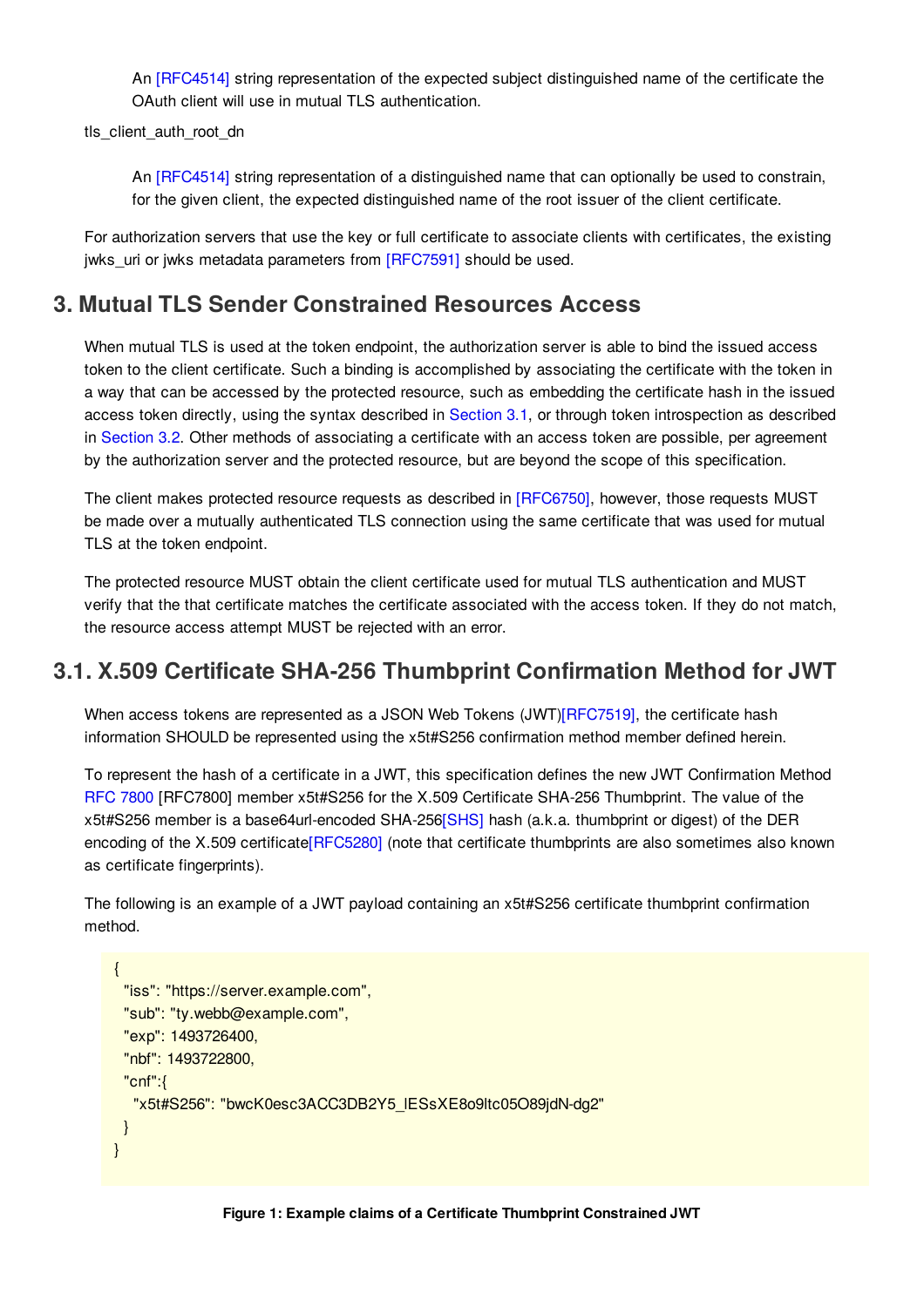An [RFC4514] string representation of the expected subject distinguished name of the certificate the OAuth client will use in mutual TLS authentication.

tls_client_auth_root_dn

An [RFC4514] string representation of a distinguished name that can optionally be used to constrain, for the given client, the expected distinguished name of the root issuer of the client certificate.

For authorization servers that use the key or full certificate to associate clients with certificates, the existing jwks_uri or jwks metadata parameters from [RFC7591] should be used.

## 3. Mutual TLS Sender Constrained Resources Access

When mutual TLS is used at the token endpoint, the authorization server is able to bind the issued access token to the client certificate. Such a binding is accomplished by associating the certificate with the token in a way that can be accessed by the protected resource, such as embedding the certificate hash in the issued access token directly, using the syntax described in Section 3.1, or through token introspection as described in Section 3.2. Other methods of associating a certificate with an access token are possible, per agreement by the authorization server and the protected resource, but are beyond the scope of this specification.

The client makes protected resource requests as described in [RFC6750], however, those requests MUST be made over a mutually authenticated TLS connection using the same certificate that was used for mutual TLS at the token endpoint.

The protected resource MUST obtain the client certificate used for mutual TLS authentication and MUST verify that the that certificate matches the certificate associated with the access token. If they do not match, the resource access attempt MUST be rejected with an error.

## 3.1. X.509 Certificate SHA-256 Thumbprint Confirmation Method for JWT

When access tokens are represented as a JSON Web Tokens (JWT)[RFC7519], the certificate hash information SHOULD be represented using the x5t#S256 confirmation method member defined herein.

To represent the hash of a certificate in a JWT, this specification defines the new JWT Confirmation Method RFC 7800 [RFC7800] member x5t#S256 for the X.509 Certificate SHA-256 Thumbprint. The value of the x5t#S256 member is a base64url-encoded SHA-256[SHS] hash (a.k.a. thumbprint or digest) of the DER encoding of the X.509 certificate[RFC5280] (note that certificate thumbprints are also sometimes also known as certificate fingerprints).

The following is an example of a JWT payload containing an x5t#S256 certificate thumbprint confirmation method.

```
{
  "iss": "https://server.example.com",
  "sub": "ty.webb@example.com",
  "exp": 1493726400,
  "nbf": 1493722800,
  "cnf":{
    "x5t#S256": "bwcK0esc3ACC3DB2Y5_lESsXE8o9ltc05O89jdN-dg2"
  }
}
```

**Figure 1: Example claims of a Certificate Thumbprint Constrained JWT**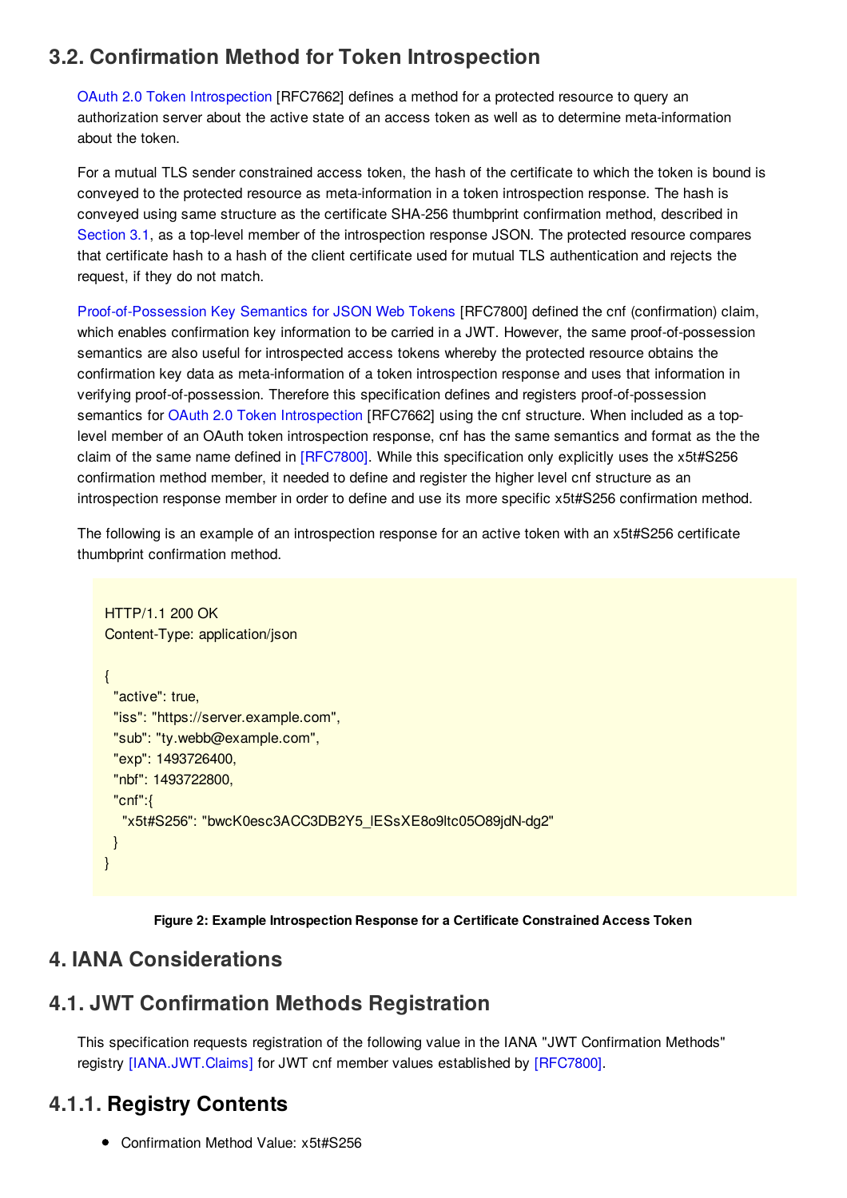## 3.2. Confirmation Method for Token Introspection

OAuth 2.0 Token Introspection [RFC7662] defines a method for a protected resource to query an authorization server about the active state of an access token as well as to determine meta-information about the token.

For a mutual TLS sender constrained access token, the hash of the certificate to which the token is bound is conveyed to the protected resource as meta-information in a token introspection response. The hash is conveyed using same structure as the certificate SHA-256 thumbprint confirmation method, described in Section 3.1, as a top-level member of the introspection response JSON. The protected resource compares that certificate hash to a hash of the client certificate used for mutual TLS authentication and rejects the request, if they do not match.

Proof-of-Possession Key Semantics for JSON Web Tokens [RFC7800] defined the cnf (confirmation) claim, which enables confirmation key information to be carried in a JWT. However, the same proof-of-possession semantics are also useful for introspected access tokens whereby the protected resource obtains the confirmation key data as meta-information of a token introspection response and uses that information in verifying proof-of-possession. Therefore this specification defines and registers proof-of-possession semantics for OAuth 2.0 Token Introspection [RFC7662] using the cnf structure. When included as a top-level member of an OAuth token introspection response, cnf has the same semantics and format as the the claim of the same name defined in [RFC7800]. While this specification only explicitly uses the x5t#S256 confirmation method member, it needed to define and register the higher level cnf structure as an introspection response member in order to define and use its more specific x5t#S256 confirmation method.

The following is an example of an introspection response for an active token with an x5t#S256 certificate thumbprint confirmation method.

```
HTTP/1.1 200 OK
Content-Type: application/json

{
  "active": true,
  "iss": "https://server.example.com",
  "sub": "ty.webb@example.com",
  "exp": 1493726400,
  "nbf": 1493722800,
  "cnf":{
    "x5t#S256": "bwcK0esc3ACC3DB2Y5_lESsXE8o9ltc05O89jdN-dg2"
  }
}
```

**Figure 2: Example Introspection Response for a Certificate Constrained Access Token**

# 4. IANA Considerations

## 4.1. JWT Confirmation Methods Registration

This specification requests registration of the following value in the IANA "JWT Confirmation Methods" registry [IANA.JWT.Claims] for JWT cnf member values established by [RFC7800].

### 4.1.1. Registry Contents

- Confirmation Method Value: x5t#S256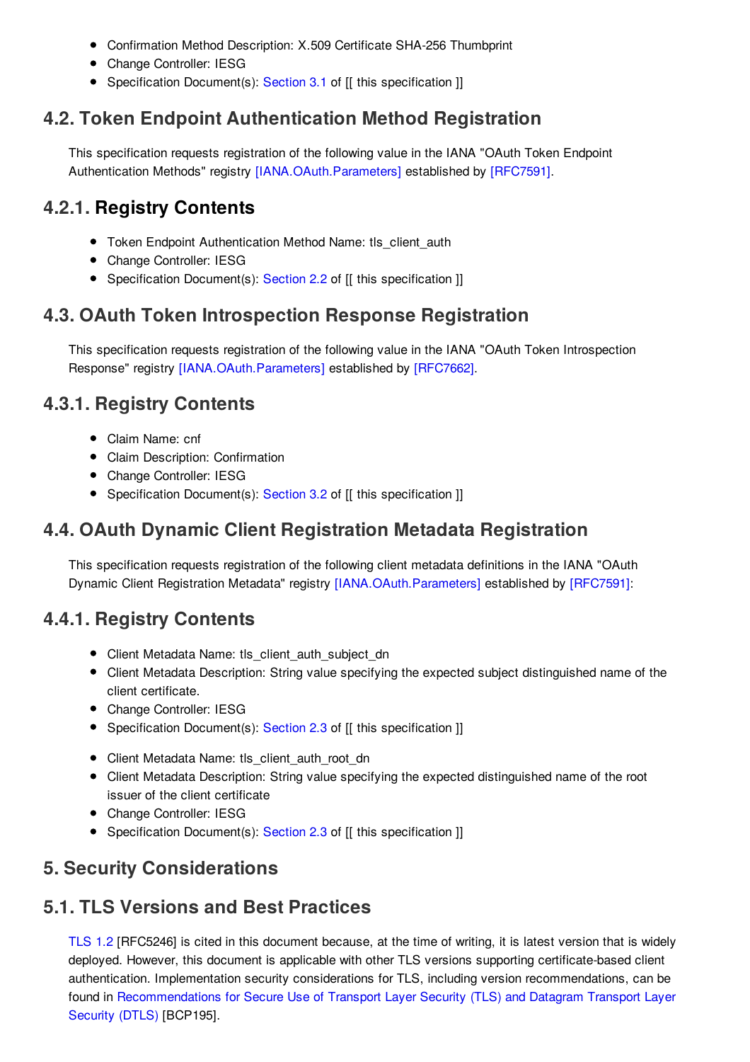- Confirmation Method Description: X.509 Certificate SHA-256 Thumbprint
- Change Controller: IESG
- Specification Document(s): Section 3.1 of [[ this specification ]]

## 4.2. Token Endpoint Authentication Method Registration

This specification requests registration of the following value in the IANA "OAuth Token Endpoint Authentication Methods" registry [IANA.OAuth.Parameters] established by [RFC7591].

### 4.2.1. Registry Contents

- Token Endpoint Authentication Method Name: tls_client_auth
- Change Controller: IESG
- Specification Document(s): Section 2.2 of [[ this specification ]]

## 4.3. OAuth Token Introspection Response Registration

This specification requests registration of the following value in the IANA "OAuth Token Introspection Response" registry [IANA.OAuth.Parameters] established by [RFC7662].

### 4.3.1. Registry Contents

- Claim Name: cnf
- Claim Description: Confirmation
- Change Controller: IESG
- Specification Document(s): Section 3.2 of [[ this specification ]]

## 4.4. OAuth Dynamic Client Registration Metadata Registration

This specification requests registration of the following client metadata definitions in the IANA "OAuth Dynamic Client Registration Metadata" registry [IANA.OAuth.Parameters] established by [RFC7591]:

### 4.4.1. Registry Contents

- Client Metadata Name: tls_client_auth_subject_dn
- Client Metadata Description: String value specifying the expected subject distinguished name of the client certificate.
- Change Controller: IESG
- Specification Document(s): Section 2.3 of [[ this specification ]]

- Client Metadata Name: tls_client_auth_root_dn
- Client Metadata Description: String value specifying the expected distinguished name of the root issuer of the client certificate
- Change Controller: IESG
- Specification Document(s): Section 2.3 of [[ this specification ]]

# 5. Security Considerations

## 5.1. TLS Versions and Best Practices

TLS 1.2 [RFC5246] is cited in this document because, at the time of writing, it is latest version that is widely deployed. However, this document is applicable with other TLS versions supporting certificate-based client authentication. Implementation security considerations for TLS, including version recommendations, can be found in Recommendations for Secure Use of Transport Layer Security (TLS) and Datagram Transport Layer Security (DTLS) [BCP195].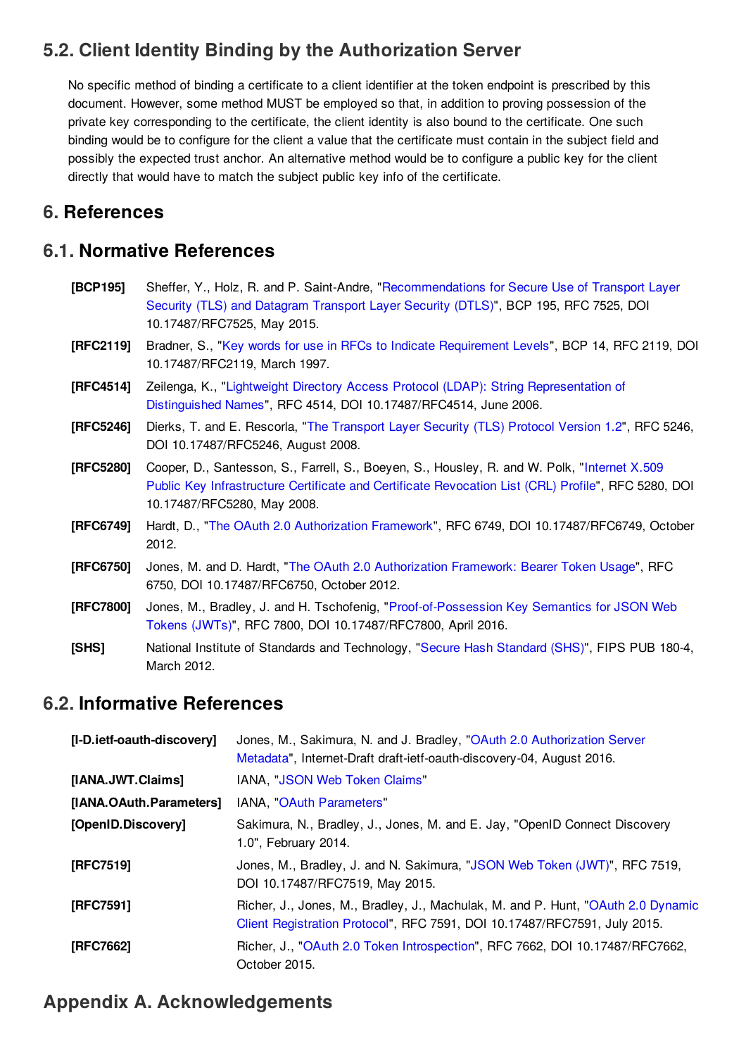## 5.2. Client Identity Binding by the Authorization Server

No specific method of binding a certificate to a client identifier at the token endpoint is prescribed by this document. However, some method MUST be employed so that, in addition to proving possession of the private key corresponding to the certificate, the client identity is also bound to the certificate. One such binding would be to configure for the client a value that the certificate must contain in the subject field and possibly the expected trust anchor. An alternative method would be to configure a public key for the client directly that would have to match the subject public key info of the certificate.

# 6. References

## 6.1. Normative References

**[BCP195]** Sheffer, Y., Holz, R. and P. Saint-Andre, "Recommendations for Secure Use of Transport Layer Security (TLS) and Datagram Transport Layer Security (DTLS)", BCP 195, RFC 7525, DOI 10.17487/RFC7525, May 2015.

**[RFC2119]** Bradner, S., "Key words for use in RFCs to Indicate Requirement Levels", BCP 14, RFC 2119, DOI 10.17487/RFC2119, March 1997.

**[RFC4514]** Zeilenga, K., "Lightweight Directory Access Protocol (LDAP): String Representation of Distinguished Names", RFC 4514, DOI 10.17487/RFC4514, June 2006.

**[RFC5246]** Dierks, T. and E. Rescorla, "The Transport Layer Security (TLS) Protocol Version 1.2", RFC 5246, DOI 10.17487/RFC5246, August 2008.

**[RFC5280]** Cooper, D., Santesson, S., Farrell, S., Boeyen, S., Housley, R. and W. Polk, "Internet X.509 Public Key Infrastructure Certificate and Certificate Revocation List (CRL) Profile", RFC 5280, DOI 10.17487/RFC5280, May 2008.

**[RFC6749]** Hardt, D., "The OAuth 2.0 Authorization Framework", RFC 6749, DOI 10.17487/RFC6749, October 2012.

**[RFC6750]** Jones, M. and D. Hardt, "The OAuth 2.0 Authorization Framework: Bearer Token Usage", RFC 6750, DOI 10.17487/RFC6750, October 2012.

**[RFC7800]** Jones, M., Bradley, J. and H. Tschofenig, "Proof-of-Possession Key Semantics for JSON Web Tokens (JWTs)", RFC 7800, DOI 10.17487/RFC7800, April 2016.

**[SHS]** National Institute of Standards and Technology, "Secure Hash Standard (SHS)", FIPS PUB 180-4, March 2012.

## 6.2. Informative References

**[I-D.ietf-oauth-discovery]** Jones, M., Sakimura, N. and J. Bradley, "OAuth 2.0 Authorization Server Metadata", Internet-Draft draft-ietf-oauth-discovery-04, August 2016.

**[IANA.JWT.Claims]** IANA, "JSON Web Token Claims"

**[IANA.OAuth.Parameters]** IANA, "OAuth Parameters"

**[OpenID.Discovery]** Sakimura, N., Bradley, J., Jones, M. and E. Jay, "OpenID Connect Discovery 1.0", February 2014.

**[RFC7519]** Jones, M., Bradley, J. and N. Sakimura, "JSON Web Token (JWT)", RFC 7519, DOI 10.17487/RFC7519, May 2015.

**[RFC7591]** Richer, J., Jones, M., Bradley, J., Machulak, M. and P. Hunt, "OAuth 2.0 Dynamic Client Registration Protocol", RFC 7591, DOI 10.17487/RFC7591, July 2015.

**[RFC7662]** Richer, J., "OAuth 2.0 Token Introspection", RFC 7662, DOI 10.17487/RFC7662, October 2015.

# Appendix A. Acknowledgements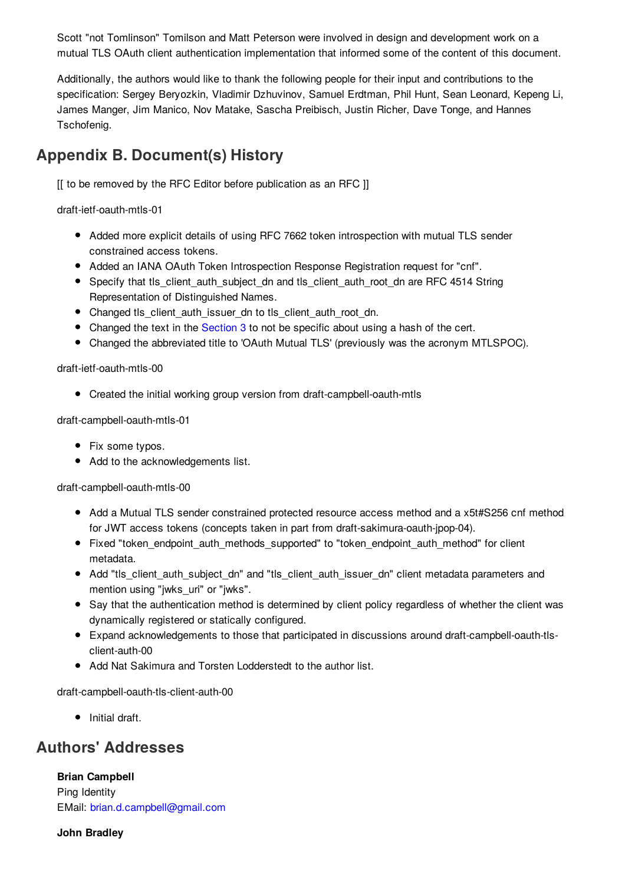Scott "not Tomlinson" Tomilson and Matt Peterson were involved in design and development work on a mutual TLS OAuth client authentication implementation that informed some of the content of this document.

Additionally, the authors would like to thank the following people for their input and contributions to the specification: Sergey Beryozkin, Vladimir Dzhuvinov, Samuel Erdtman, Phil Hunt, Sean Leonard, Kepeng Li, James Manger, Jim Manico, Nov Matake, Sascha Preibisch, Justin Richer, Dave Tonge, and Hannes Tschofenig.

## Appendix B. Document(s) History

[[ to be removed by the RFC Editor before publication as an RFC ]]

draft-ietf-oauth-mtls-01

- Added more explicit details of using RFC 7662 token introspection with mutual TLS sender constrained access tokens.
- Added an IANA OAuth Token Introspection Response Registration request for "cnf".
- Specify that tls_client_auth_subject_dn and tls_client_auth_root_dn are RFC 4514 String Representation of Distinguished Names.
- Changed tls_client_auth_issuer_dn to tls_client_auth_root_dn.
- Changed the text in the Section 3 to not be specific about using a hash of the cert.
- Changed the abbreviated title to 'OAuth Mutual TLS' (previously was the acronym MTLSPOC).

draft-ietf-oauth-mtls-00

- Created the initial working group version from draft-campbell-oauth-mtls

draft-campbell-oauth-mtls-01

- Fix some typos.
- Add to the acknowledgements list.

draft-campbell-oauth-mtls-00

- Add a Mutual TLS sender constrained protected resource access method and a x5t#S256 cnf method for JWT access tokens (concepts taken in part from draft-sakimura-oauth-jpop-04).
- Fixed "token_endpoint_auth_methods_supported" to "token_endpoint_auth_method" for client metadata.
- Add "tls_client_auth_subject_dn" and "tls_client_auth_issuer_dn" client metadata parameters and mention using "jwks_uri" or "jwks".
- Say that the authentication method is determined by client policy regardless of whether the client was dynamically registered or statically configured.
- Expand acknowledgements to those that participated in discussions around draft-campbell-oauth-tls-client-auth-00
- Add Nat Sakimura and Torsten Lodderstedt to the author list.

draft-campbell-oauth-tls-client-auth-00

- Initial draft.

## Authors' Addresses

**Brian Campbell**
Ping Identity
EMail: brian.d.campbell@gmail.com

**John Bradley**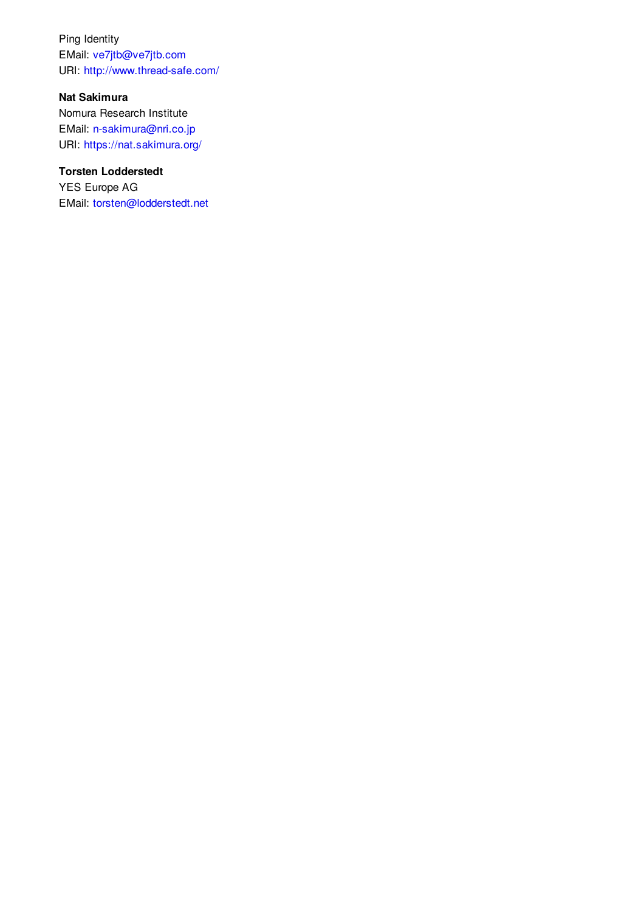Ping Identity
EMail: ve7jtb@ve7jtb.com
URI: http://www.thread-safe.com/

**Nat Sakimura**
Nomura Research Institute
EMail: n-sakimura@nri.co.jp
URI: https://nat.sakimura.org/

**Torsten Lodderstedt**
YES Europe AG
EMail: torsten@lodderstedt.net